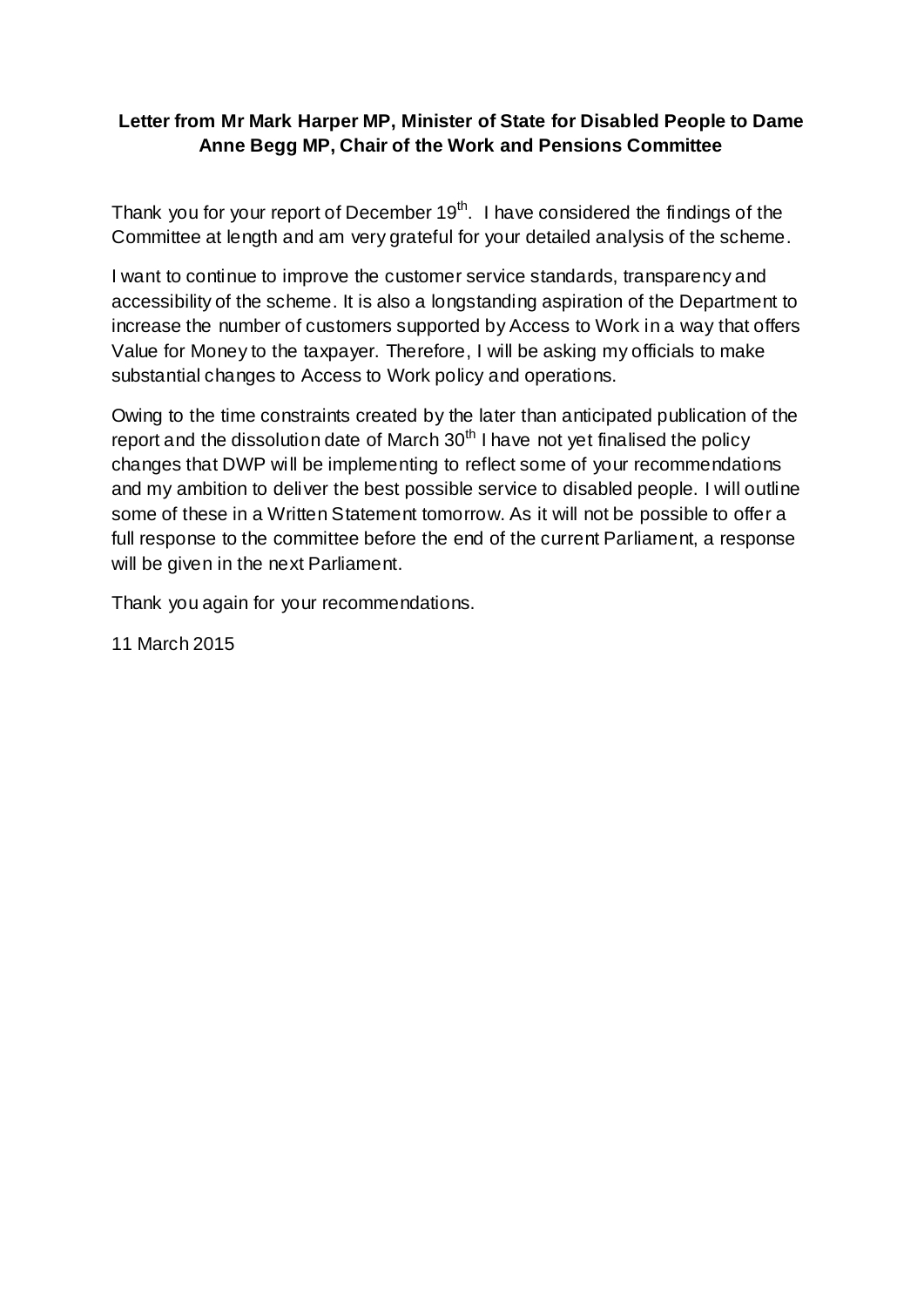**Letter from Mr Mark Harper MP, Minister of State for Disabled People to Dame Anne Begg MP, Chair of the Work and Pensions Committee**

Thank you for your report of December 19th. I have considered the findings of the Committee at length and am very grateful for your detailed analysis of the scheme.

I want to continue to improve the customer service standards, transparency and accessibility of the scheme. It is also a longstanding aspiration of the Department to increase the number of customers supported by Access to Work in a way that offers Value for Money to the taxpayer. Therefore, I will be asking my officials to make substantial changes to Access to Work policy and operations.

Owing to the time constraints created by the later than anticipated publication of the report and the dissolution date of March 30th I have not yet finalised the policy changes that DWP will be implementing to reflect some of your recommendations and my ambition to deliver the best possible service to disabled people. I will outline some of these in a Written Statement tomorrow. As it will not be possible to offer a full response to the committee before the end of the current Parliament, a response will be given in the next Parliament.

Thank you again for your recommendations.

11 March 2015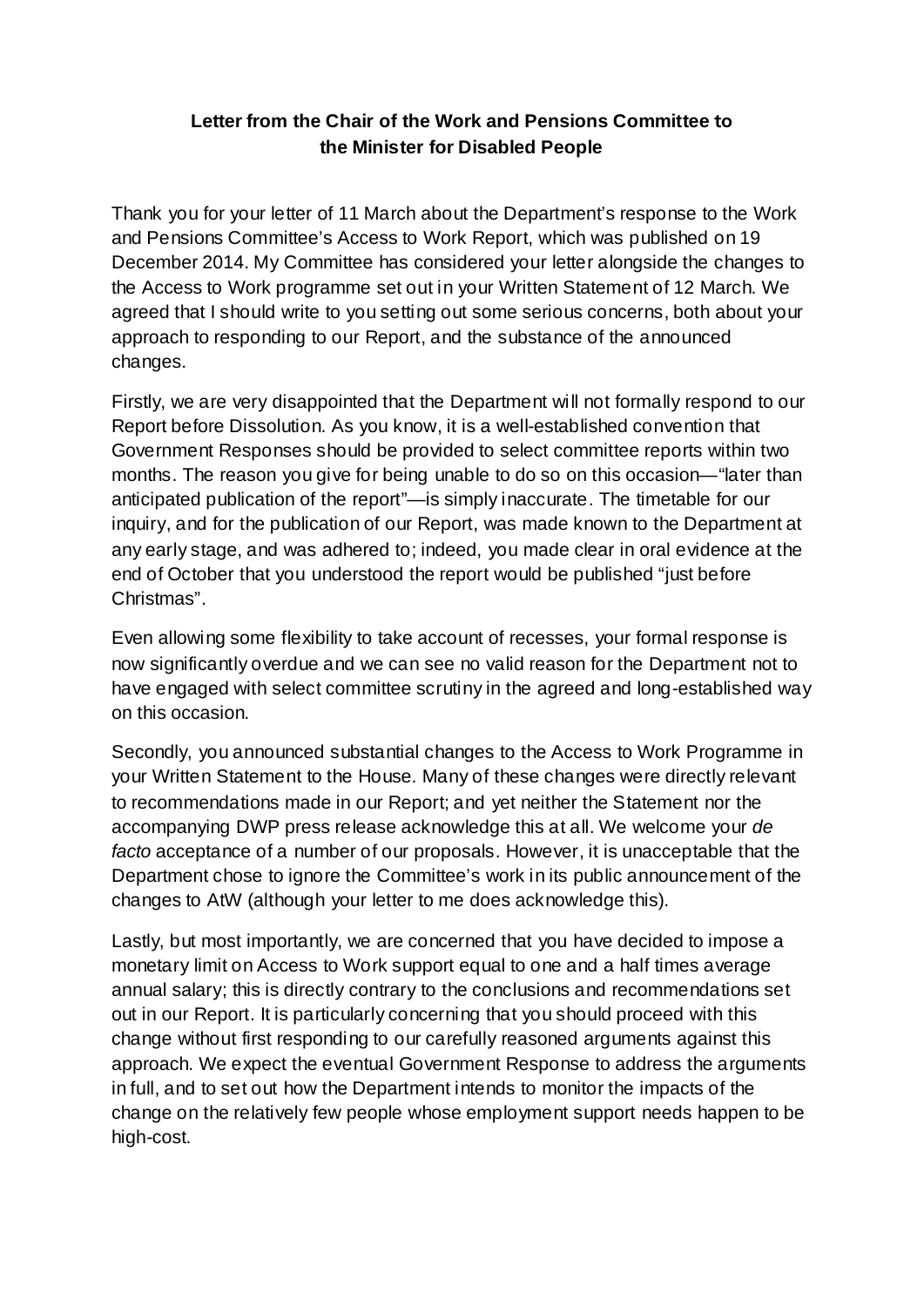# Letter from the Chair of the Work and Pensions Committee to the Minister for Disabled People

Thank you for your letter of 11 March about the Department's response to the Work and Pensions Committee's Access to Work Report, which was published on 19 December 2014. My Committee has considered your letter alongside the changes to the Access to Work programme set out in your Written Statement of 12 March. We agreed that I should write to you setting out some serious concerns, both about your approach to responding to our Report, and the substance of the announced changes.

Firstly, we are very disappointed that the Department will not formally respond to our Report before Dissolution. As you know, it is a well-established convention that Government Responses should be provided to select committee reports within two months. The reason you give for being unable to do so on this occasion—"later than anticipated publication of the report"—is simply inaccurate. The timetable for our inquiry, and for the publication of our Report, was made known to the Department at any early stage, and was adhered to; indeed, you made clear in oral evidence at the end of October that you understood the report would be published "just before Christmas".

Even allowing some flexibility to take account of recesses, your formal response is now significantly overdue and we can see no valid reason for the Department not to have engaged with select committee scrutiny in the agreed and long-established way on this occasion.

Secondly, you announced substantial changes to the Access to Work Programme in your Written Statement to the House. Many of these changes were directly relevant to recommendations made in our Report; and yet neither the Statement nor the accompanying DWP press release acknowledge this at all. We welcome your *de facto* acceptance of a number of our proposals. However, it is unacceptable that the Department chose to ignore the Committee's work in its public announcement of the changes to AtW (although your letter to me does acknowledge this).

Lastly, but most importantly, we are concerned that you have decided to impose a monetary limit on Access to Work support equal to one and a half times average annual salary; this is directly contrary to the conclusions and recommendations set out in our Report. It is particularly concerning that you should proceed with this change without first responding to our carefully reasoned arguments against this approach. We expect the eventual Government Response to address the arguments in full, and to set out how the Department intends to monitor the impacts of the change on the relatively few people whose employment support needs happen to be high-cost.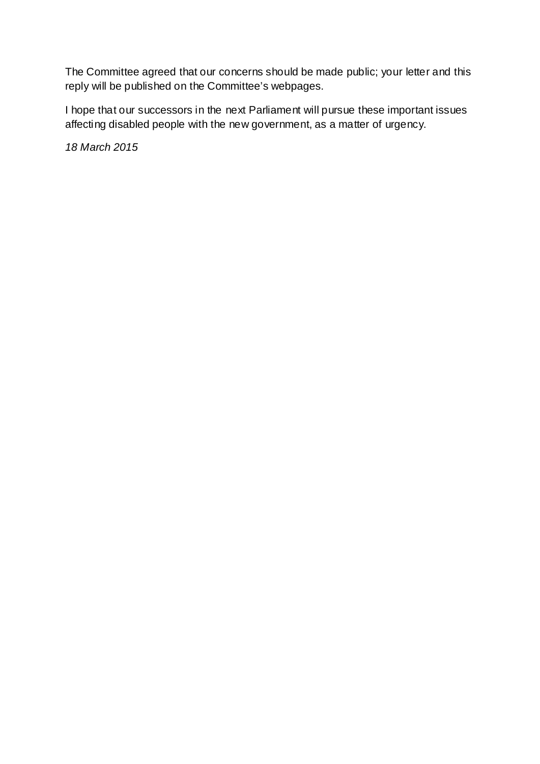The Committee agreed that our concerns should be made public; your letter and this reply will be published on the Committee's webpages.

I hope that our successors in the next Parliament will pursue these important issues affecting disabled people with the new government, as a matter of urgency.

*18 March 2015*